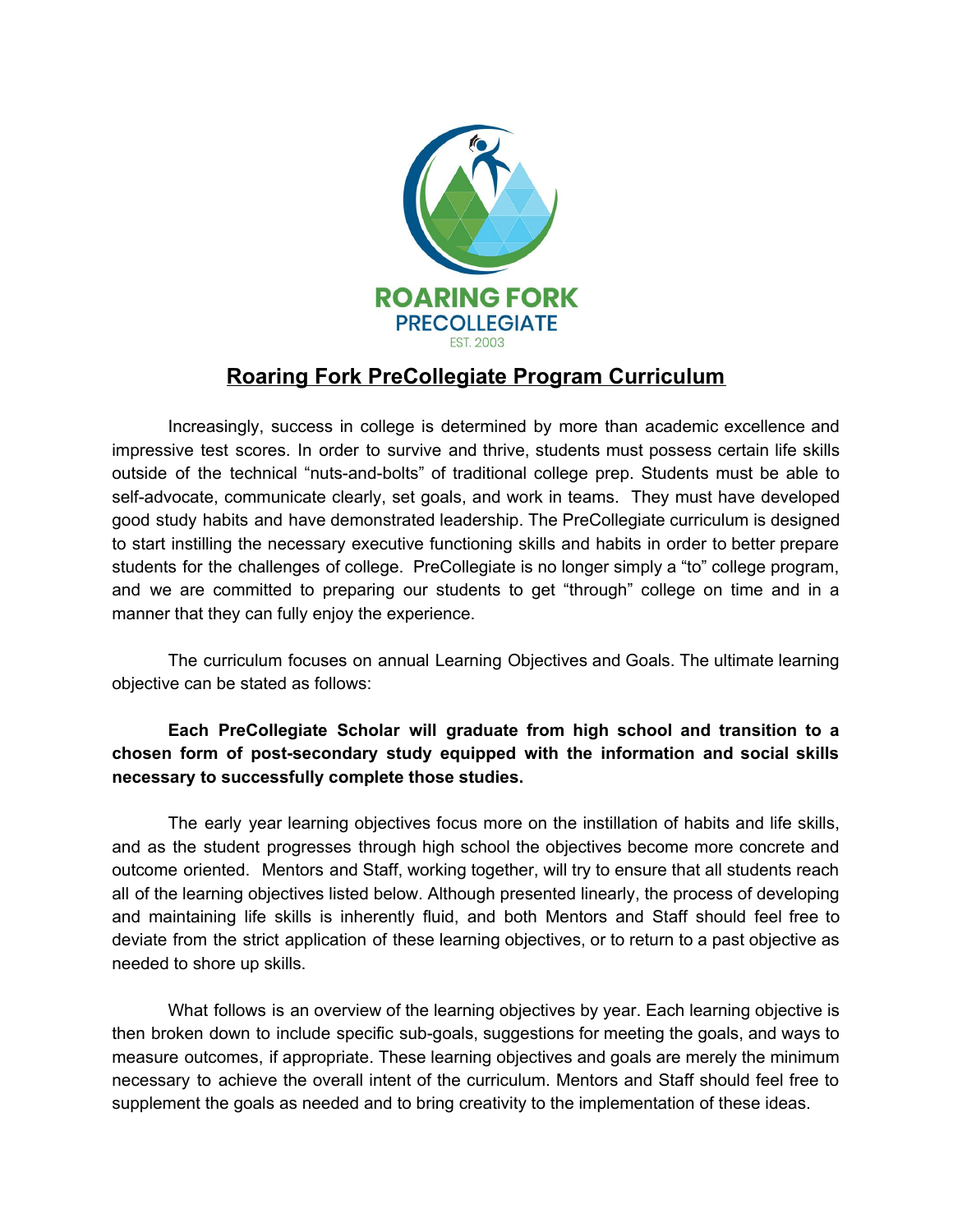ROARING FORK
PRECOLLEGIATE
EST. 2003

# Roaring Fork PreCollegiate Program Curriculum

Increasingly, success in college is determined by more than academic excellence and impressive test scores. In order to survive and thrive, students must possess certain life skills outside of the technical "nuts-and-bolts" of traditional college prep. Students must be able to self-advocate, communicate clearly, set goals, and work in teams. They must have developed good study habits and have demonstrated leadership. The PreCollegiate curriculum is designed to start instilling the necessary executive functioning skills and habits in order to better prepare students for the challenges of college. PreCollegiate is no longer simply a "to" college program, and we are committed to preparing our students to get "through" college on time and in a manner that they can fully enjoy the experience.

The curriculum focuses on annual Learning Objectives and Goals. The ultimate learning objective can be stated as follows:

**Each PreCollegiate Scholar will graduate from high school and transition to a chosen form of post-secondary study equipped with the information and social skills necessary to successfully complete those studies.**

The early year learning objectives focus more on the instillation of habits and life skills, and as the student progresses through high school the objectives become more concrete and outcome oriented. Mentors and Staff, working together, will try to ensure that all students reach all of the learning objectives listed below. Although presented linearly, the process of developing and maintaining life skills is inherently fluid, and both Mentors and Staff should feel free to deviate from the strict application of these learning objectives, or to return to a past objective as needed to shore up skills.

What follows is an overview of the learning objectives by year. Each learning objective is then broken down to include specific sub-goals, suggestions for meeting the goals, and ways to measure outcomes, if appropriate. These learning objectives and goals are merely the minimum necessary to achieve the overall intent of the curriculum. Mentors and Staff should feel free to supplement the goals as needed and to bring creativity to the implementation of these ideas.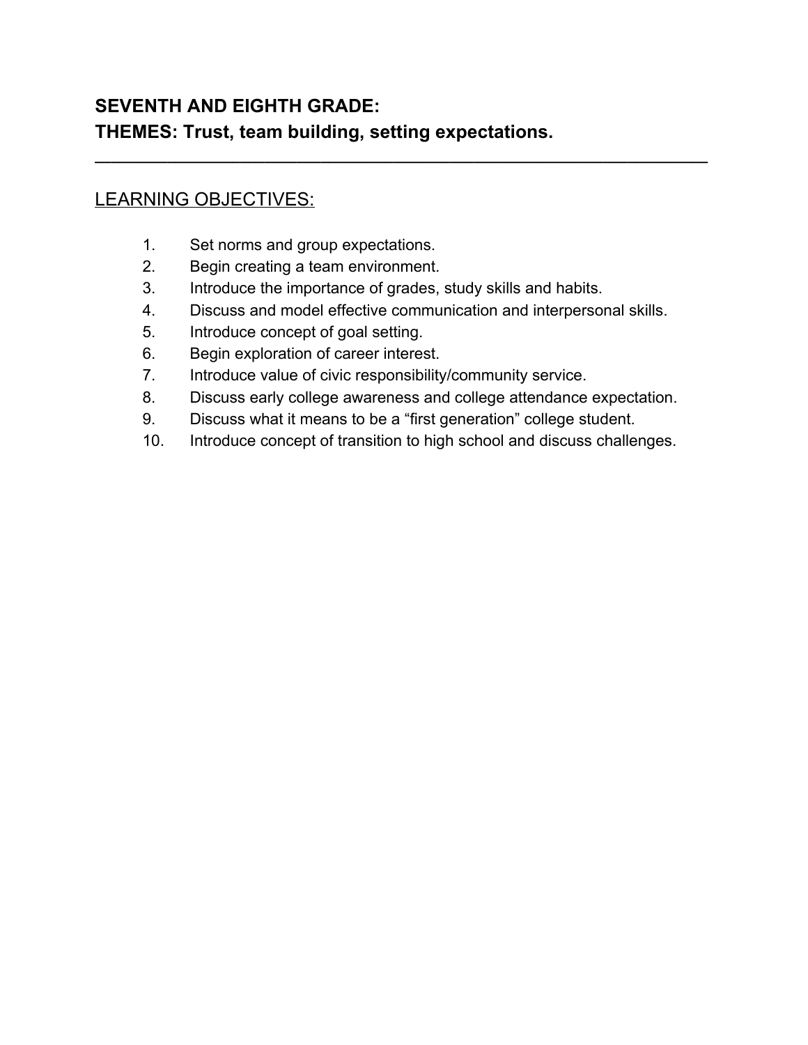## SEVENTH AND EIGHTH GRADE:
## THEMES: Trust, team building, setting expectations.

---

LEARNING OBJECTIVES:

1. Set norms and group expectations.
2. Begin creating a team environment.
3. Introduce the importance of grades, study skills and habits.
4. Discuss and model effective communication and interpersonal skills.
5. Introduce concept of goal setting.
6. Begin exploration of career interest.
7. Introduce value of civic responsibility/community service.
8. Discuss early college awareness and college attendance expectation.
9. Discuss what it means to be a "first generation" college student.
10. Introduce concept of transition to high school and discuss challenges.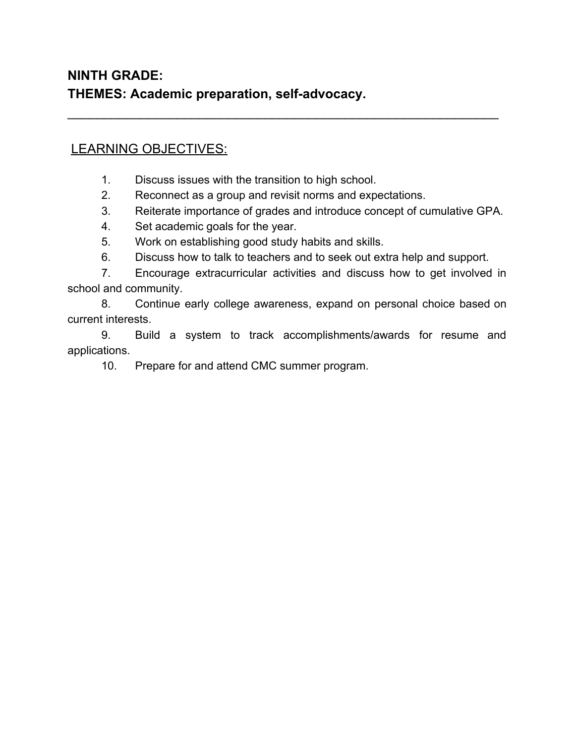**NINTH GRADE:**
**THEMES: Academic preparation, self-advocacy.**

---

LEARNING OBJECTIVES:

1. Discuss issues with the transition to high school.
2. Reconnect as a group and revisit norms and expectations.
3. Reiterate importance of grades and introduce concept of cumulative GPA.
4. Set academic goals for the year.
5. Work on establishing good study habits and skills.
6. Discuss how to talk to teachers and to seek out extra help and support.
7. Encourage extracurricular activities and discuss how to get involved in school and community.
8. Continue early college awareness, expand on personal choice based on current interests.
9. Build a system to track accomplishments/awards for resume and applications.
10. Prepare for and attend CMC summer program.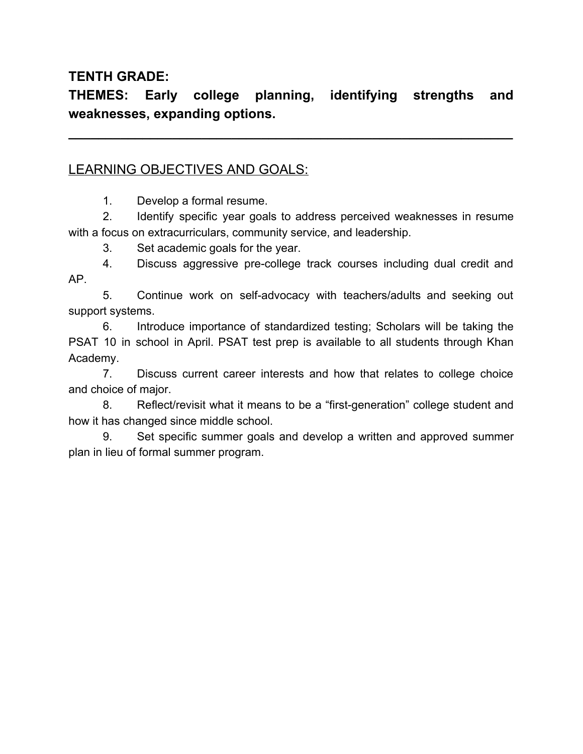**TENTH GRADE:**

**THEMES: Early college planning, identifying strengths and weaknesses, expanding options.**

---

LEARNING OBJECTIVES AND GOALS:

1. Develop a formal resume.
2. Identify specific year goals to address perceived weaknesses in resume with a focus on extracurriculars, community service, and leadership.
3. Set academic goals for the year.
4. Discuss aggressive pre-college track courses including dual credit and AP.
5. Continue work on self-advocacy with teachers/adults and seeking out support systems.
6. Introduce importance of standardized testing; Scholars will be taking the PSAT 10 in school in April. PSAT test prep is available to all students through Khan Academy.
7. Discuss current career interests and how that relates to college choice and choice of major.
8. Reflect/revisit what it means to be a "first-generation" college student and how it has changed since middle school.
9. Set specific summer goals and develop a written and approved summer plan in lieu of formal summer program.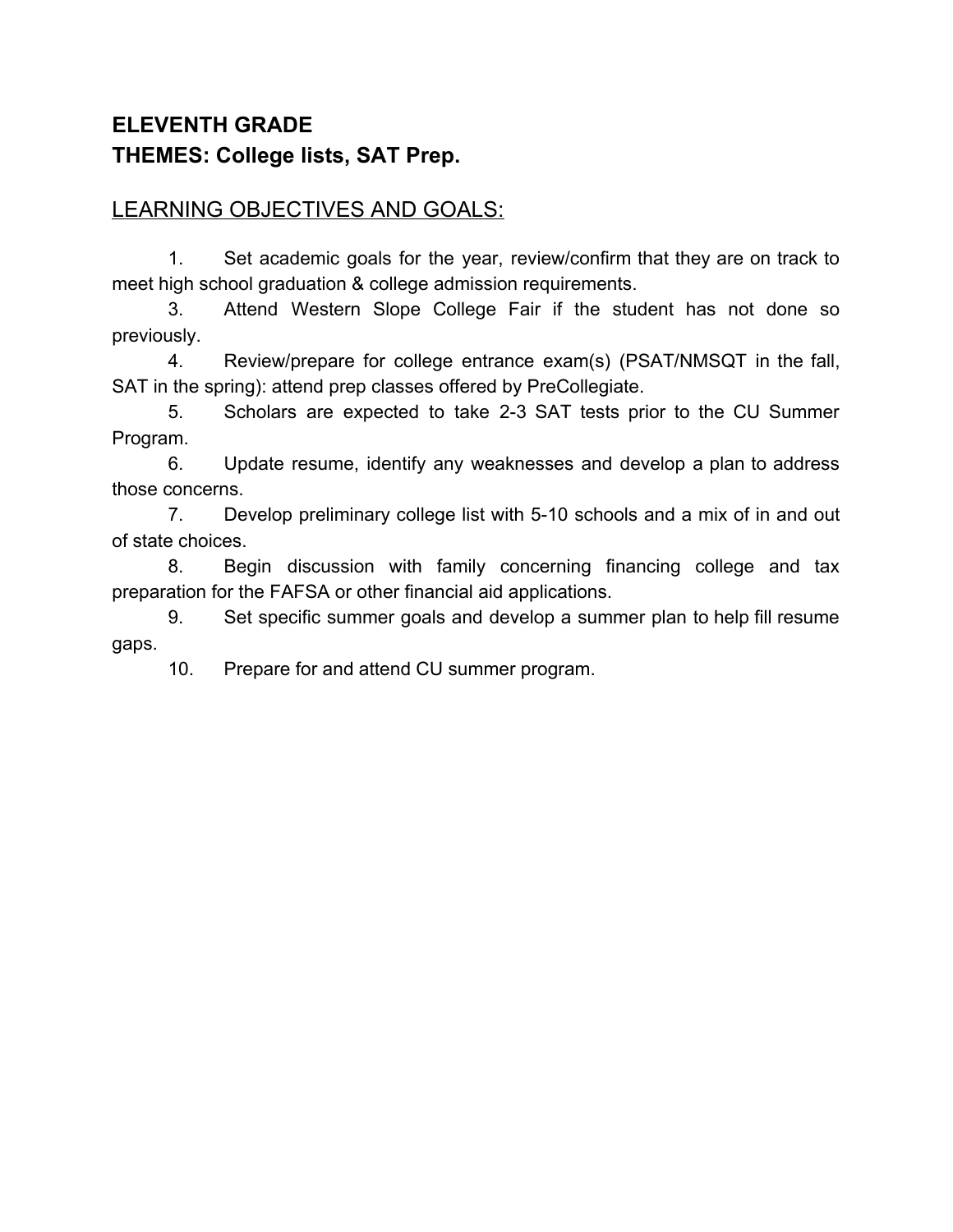**ELEVENTH GRADE**
**THEMES: College lists, SAT Prep.**

LEARNING OBJECTIVES AND GOALS:

1. Set academic goals for the year, review/confirm that they are on track to meet high school graduation & college admission requirements.
3. Attend Western Slope College Fair if the student has not done so previously.
4. Review/prepare for college entrance exam(s) (PSAT/NMSQT in the fall, SAT in the spring): attend prep classes offered by PreCollegiate.
5. Scholars are expected to take 2-3 SAT tests prior to the CU Summer Program.
6. Update resume, identify any weaknesses and develop a plan to address those concerns.
7. Develop preliminary college list with 5-10 schools and a mix of in and out of state choices.
8. Begin discussion with family concerning financing college and tax preparation for the FAFSA or other financial aid applications.
9. Set specific summer goals and develop a summer plan to help fill resume gaps.
10. Prepare for and attend CU summer program.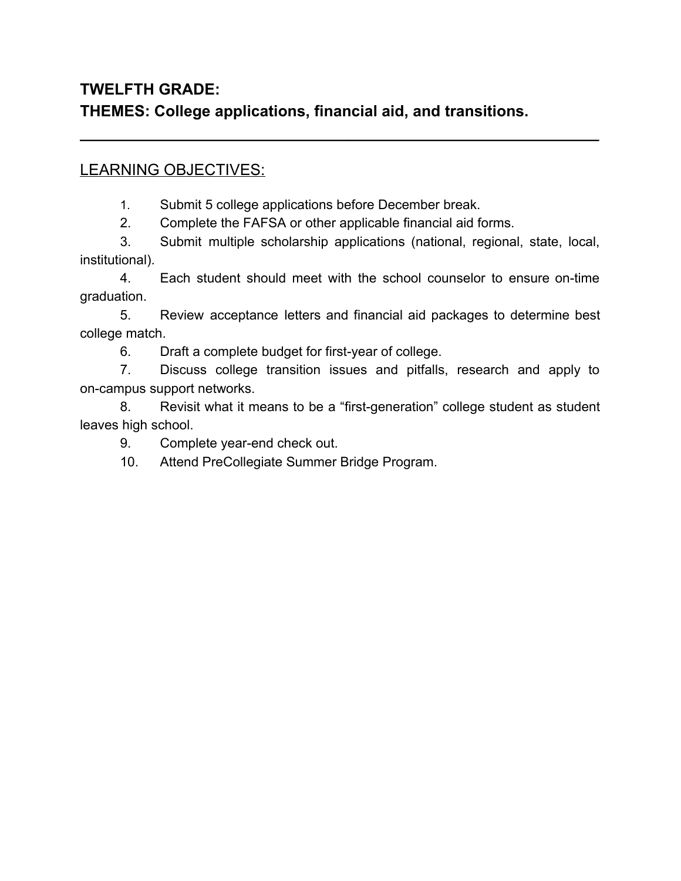**TWELFTH GRADE:**
**THEMES: College applications, financial aid, and transitions.**

---

LEARNING OBJECTIVES:

1. Submit 5 college applications before December break.
2. Complete the FAFSA or other applicable financial aid forms.
3. Submit multiple scholarship applications (national, regional, state, local, institutional).
4. Each student should meet with the school counselor to ensure on-time graduation.
5. Review acceptance letters and financial aid packages to determine best college match.
6. Draft a complete budget for first-year of college.
7. Discuss college transition issues and pitfalls, research and apply to on-campus support networks.
8. Revisit what it means to be a "first-generation" college student as student leaves high school.
9. Complete year-end check out.
10. Attend PreCollegiate Summer Bridge Program.